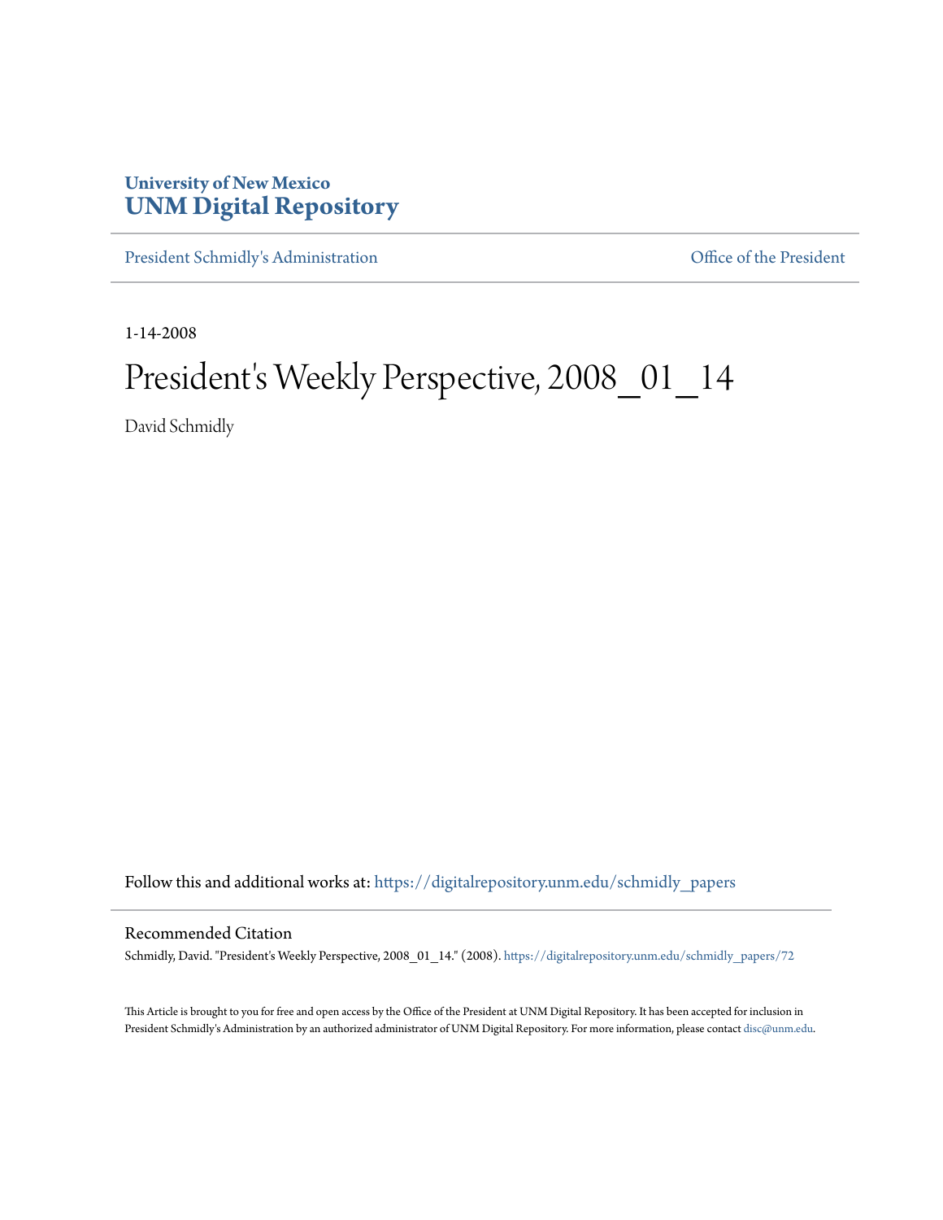**University of New Mexico**
**UNM Digital Repository**

President Schmidly's Administration | Office of the President

1-14-2008

# President's Weekly Perspective, 2008_01_14

David Schmidly

Follow this and additional works at: https://digitalrepository.unm.edu/schmidly_papers

## Recommended Citation

Schmidly, David. "President's Weekly Perspective, 2008_01_14." (2008). https://digitalrepository.unm.edu/schmidly_papers/72

This Article is brought to you for free and open access by the Office of the President at UNM Digital Repository. It has been accepted for inclusion in President Schmidly's Administration by an authorized administrator of UNM Digital Repository. For more information, please contact disc@unm.edu.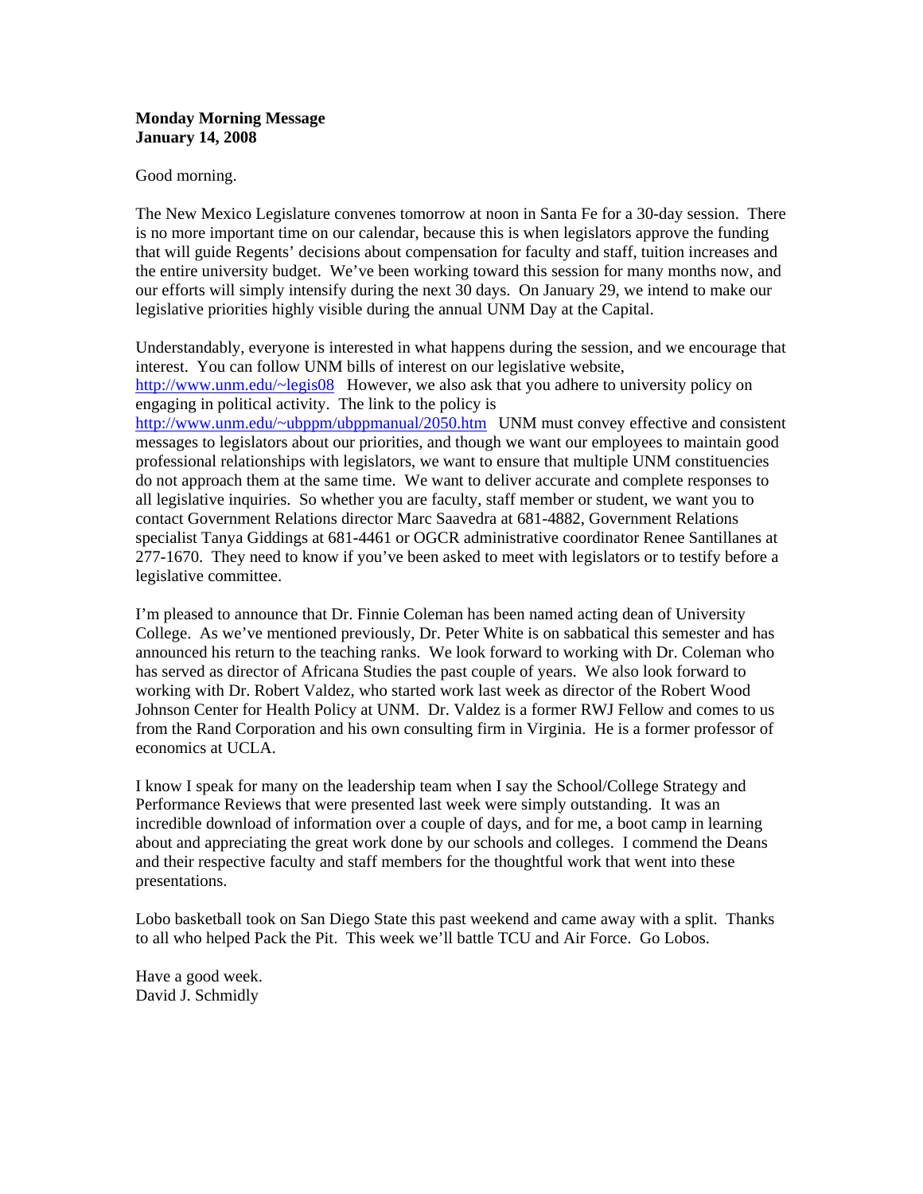**Monday Morning Message**
**January 14, 2008**

Good morning.

The New Mexico Legislature convenes tomorrow at noon in Santa Fe for a 30-day session. There is no more important time on our calendar, because this is when legislators approve the funding that will guide Regents' decisions about compensation for faculty and staff, tuition increases and the entire university budget. We've been working toward this session for many months now, and our efforts will simply intensify during the next 30 days. On January 29, we intend to make our legislative priorities highly visible during the annual UNM Day at the Capital.

Understandably, everyone is interested in what happens during the session, and we encourage that interest. You can follow UNM bills of interest on our legislative website, http://www.unm.edu/~legis08 However, we also ask that you adhere to university policy on engaging in political activity. The link to the policy is http://www.unm.edu/~ubppm/ubppmanual/2050.htm UNM must convey effective and consistent messages to legislators about our priorities, and though we want our employees to maintain good professional relationships with legislators, we want to ensure that multiple UNM constituencies do not approach them at the same time. We want to deliver accurate and complete responses to all legislative inquiries. So whether you are faculty, staff member or student, we want you to contact Government Relations director Marc Saavedra at 681-4882, Government Relations specialist Tanya Giddings at 681-4461 or OGCR administrative coordinator Renee Santillanes at 277-1670. They need to know if you've been asked to meet with legislators or to testify before a legislative committee.

I'm pleased to announce that Dr. Finnie Coleman has been named acting dean of University College. As we've mentioned previously, Dr. Peter White is on sabbatical this semester and has announced his return to the teaching ranks. We look forward to working with Dr. Coleman who has served as director of Africana Studies the past couple of years. We also look forward to working with Dr. Robert Valdez, who started work last week as director of the Robert Wood Johnson Center for Health Policy at UNM. Dr. Valdez is a former RWJ Fellow and comes to us from the Rand Corporation and his own consulting firm in Virginia. He is a former professor of economics at UCLA.

I know I speak for many on the leadership team when I say the School/College Strategy and Performance Reviews that were presented last week were simply outstanding. It was an incredible download of information over a couple of days, and for me, a boot camp in learning about and appreciating the great work done by our schools and colleges. I commend the Deans and their respective faculty and staff members for the thoughtful work that went into these presentations.

Lobo basketball took on San Diego State this past weekend and came away with a split. Thanks to all who helped Pack the Pit. This week we'll battle TCU and Air Force. Go Lobos.

Have a good week.
David J. Schmidly